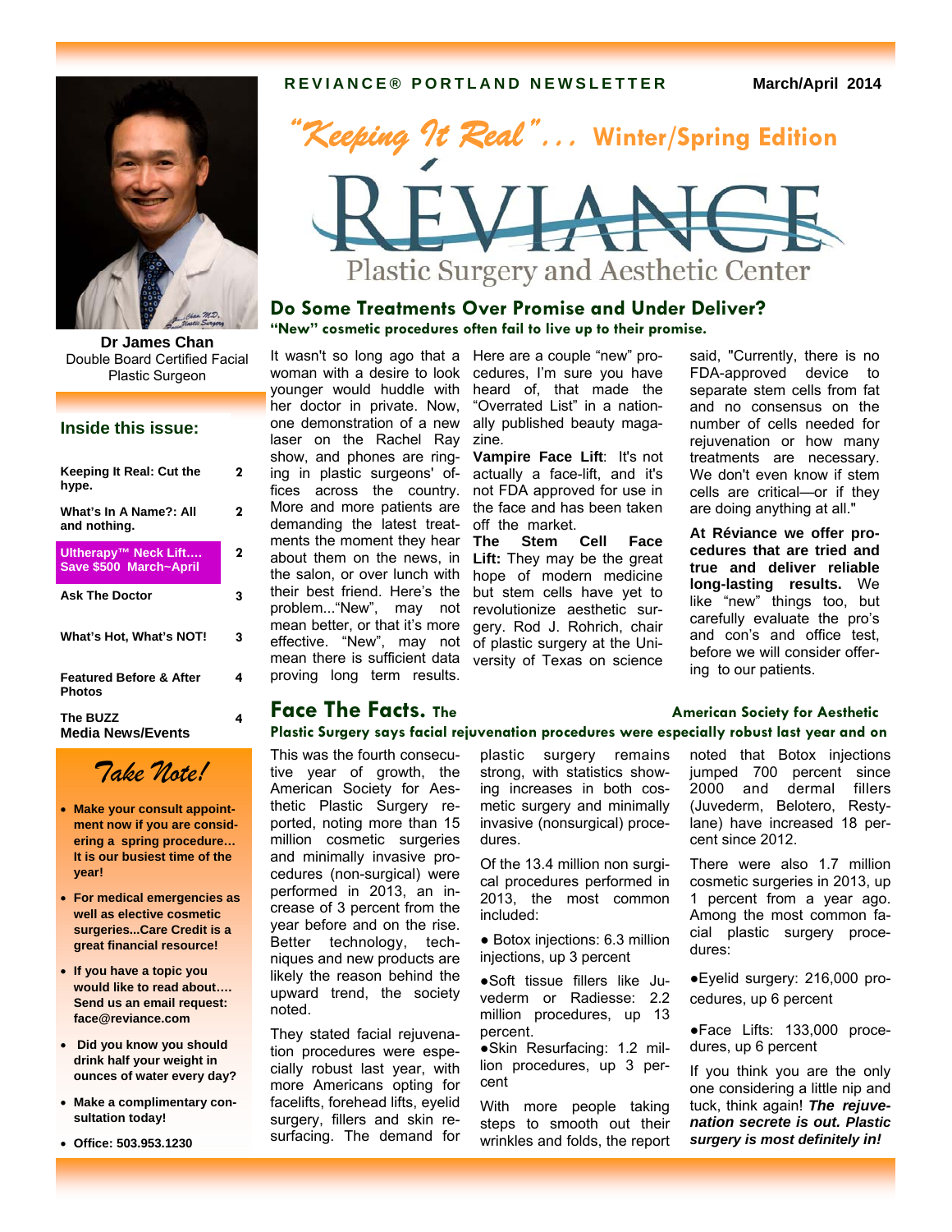**REVIANCE® PORTLAND NEWSLETTER** — March/April 2014

# *"Keeping It Real"...* Winter/Spring Edition

# RÉVIANCE

Plastic Surgery and Aesthetic Center

**Dr James Chan**
Double Board Certified Facial Plastic Surgeon

### Inside this issue:

| | |
|---|---|
| Keeping It Real: Cut the hype. | 2 |
| What's In A Name?: All and nothing. | 2 |
| Ultherapy™ Neck Lift…. Save $500 March~April | 2 |
| Ask The Doctor | 3 |
| What's Hot, What's NOT! | 3 |
| Featured Before & After Photos | 4 |
| The BUZZ Media News/Events | 4 |

### *Take Note!*

- **Make your consult appointment now if you are considering a spring procedure… It is our busiest time of the year!**
- **For medical emergencies as well as elective cosmetic surgeries...Care Credit is a great financial resource!**
- **If you have a topic you would like to read about…. Send us an email request: face@reviance.com**
- **Did you know you should drink half your weight in ounces of water every day?**
- **Make a complimentary consultation today!**
- **Office: 503.953.1230**

## Do Some Treatments Over Promise and Under Deliver?

**"New" cosmetic procedures often fail to live up to their promise.**

It wasn't so long ago that a woman with a desire to look younger would huddle with her doctor in private. Now, one demonstration of a new laser on the Rachel Ray show, and phones are ringing in plastic surgeons' offices across the country. More and more patients are demanding the latest treatments the moment they hear about them on the news, in the salon, or over lunch with their best friend. Here's the problem..."New", may not mean better, or that it's more effective. "New", may not mean there is sufficient data proving long term results.

Here are a couple "new" procedures, I'm sure you have heard of, that made the "Overrated List" in a nationally published beauty magazine.

**Vampire Face Lift**: It's not actually a face-lift, and it's not FDA approved for use in the face and has been taken off the market.

**The Stem Cell Face Lift:** They may be the great hope of modern medicine but stem cells have yet to revolutionize aesthetic surgery. Rod J. Rohrich, chair of plastic surgery at the University of Texas on science said, "Currently, there is no FDA-approved device to separate stem cells from fat and no consensus on the number of cells needed for rejuvenation or how many treatments are necessary. We don't even know if stem cells are critical—or if they are doing anything at all."

**At Réviance we offer procedures that are tried and true and deliver reliable long-lasting results.** We like "new" things too, but carefully evaluate the pro's and con's and office test, before we will consider offering to our patients.

## Face The Facts.

**The American Society for Aesthetic Plastic Surgery says facial rejuvenation procedures were especially robust last year and on**

This was the fourth consecutive year of growth, the American Society for Aesthetic Plastic Surgery reported, noting more than 15 million cosmetic surgeries and minimally invasive procedures (non-surgical) were performed in 2013, an increase of 3 percent from the year before and on the rise. Better technology, techniques and new products are likely the reason behind the upward trend, the society noted.

They stated facial rejuvenation procedures were especially robust last year, with more Americans opting for facelifts, forehead lifts, eyelid surgery, fillers and skin resurfacing. The demand for plastic surgery remains strong, with statistics showing increases in both cosmetic surgery and minimally invasive (nonsurgical) procedures.

Of the 13.4 million non surgical procedures performed in 2013, the most common included:

- Botox injections: 6.3 million injections, up 3 percent
- Soft tissue fillers like Juvederm or Radiesse: 2.2 million procedures, up 13 percent.
- Skin Resurfacing: 1.2 million procedures, up 3 percent

With more people taking steps to smooth out their wrinkles and folds, the report noted that Botox injections jumped 700 percent since 2000 and dermal fillers (Juvederm, Belotero, Restylane) have increased 18 percent since 2012.

There were also 1.7 million cosmetic surgeries in 2013, up 1 percent from a year ago. Among the most common facial plastic surgery procedures:

- Eyelid surgery: 216,000 procedures, up 6 percent
- Face Lifts: 133,000 procedures, up 6 percent

If you think you are the only one considering a little nip and tuck, think again! ***The rejuvenation secrete is out. Plastic surgery is most definitely in!***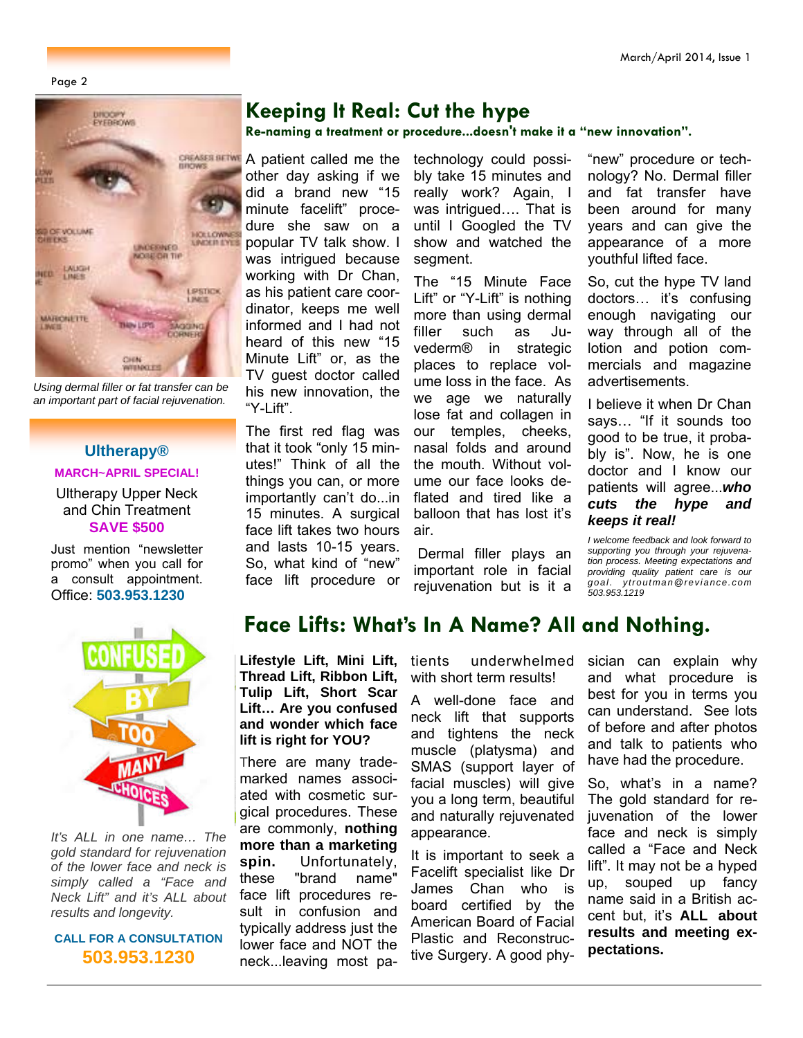## Keeping It Real: Cut the hype

**Re-naming a treatment or procedure...doesn't make it a "new innovation".**

A patient called me the other day asking if we did a brand new "15 minute facelift" procedure she saw on a popular TV talk show. I was intrigued because working with Dr Chan, as his patient care coordinator, keeps me well informed and I had not heard of this new "15 Minute Lift" or, as the TV guest doctor called his new innovation, the "Y-Lift".

The first red flag was that it took "only 15 minutes!" Think of all the things you can, or more importantly can't do...in 15 minutes. A surgical face lift takes two hours and lasts 10-15 years. So, what kind of "new" face lift procedure or technology could possibly take 15 minutes and really work? Again, I was intrigued…. That is until I Googled the TV show and watched the segment.

The "15 Minute Face Lift" or "Y-Lift" is nothing more than using dermal filler such as Juvederm® in strategic places to replace volume loss in the face. As we age we naturally lose fat and collagen in our temples, cheeks, nasal folds and around the mouth. Without volume our face looks deflated and tired like a balloon that has lost it's air.

Dermal filler plays an important role in facial rejuvenation but is it a "new" procedure or technology? No. Dermal filler and fat transfer have been around for many years and can give the appearance of a more youthful lifted face.

So, cut the hype TV land doctors… it's confusing enough navigating our way through all of the lotion and potion commercials and magazine advertisements.

I believe it when Dr Chan says… "If it sounds too good to be true, it probably is". Now, he is one doctor and I know our patients will agree...***who cuts the hype and keeps it real!***

*I welcome feedback and look forward to supporting you through your rejuvenation process. Meeting expectations and providing quality patient care is our goal. ytroutman@reviance.com 503.953.1219*

*Using dermal filler or fat transfer can be an important part of facial rejuvenation.*

**Ultherapy®**

**MARCH~APRIL SPECIAL!**

Ultherapy Upper Neck and Chin Treatment

**SAVE $500**

Just mention "newsletter promo" when you call for a consult appointment. Office: **503.953.1230**

## Face Lifts: What's In A Name? All and Nothing.

**Lifestyle Lift, Mini Lift, Thread Lift, Ribbon Lift, Tulip Lift, Short Scar Lift… Are you confused and wonder which face lift is right for YOU?**

There are many trademarked names associated with cosmetic surgical procedures. These are commonly, **nothing more than a marketing spin.** Unfortunately, these "brand name" face lift procedures result in confusion and typically address just the lower face and NOT the neck...leaving most patients underwhelmed with short term results!

A well-done face and neck lift that supports and tightens the neck muscle (platysma) and SMAS (support layer of facial muscles) will give you a long term, beautiful and naturally rejuvenated appearance.

It is important to seek a Facelift specialist like Dr James Chan who is board certified by the American Board of Facial Plastic and Reconstructive Surgery. A good physician can explain why and what procedure is best for you in terms you can understand. See lots of before and after photos and talk to patients who have had the procedure.

So, what's in a name? The gold standard for rejuvenation of the lower face and neck is simply called a "Face and Neck lift". It may not be a hyped up, souped up fancy name said in a British accent but, it's **ALL about results and meeting expectations.**

*It's ALL in one name… The gold standard for rejuvenation of the lower face and neck is simply called a "Face and Neck Lift" and it's ALL about results and longevity.*

**CALL FOR A CONSULTATION**

**503.953.1230**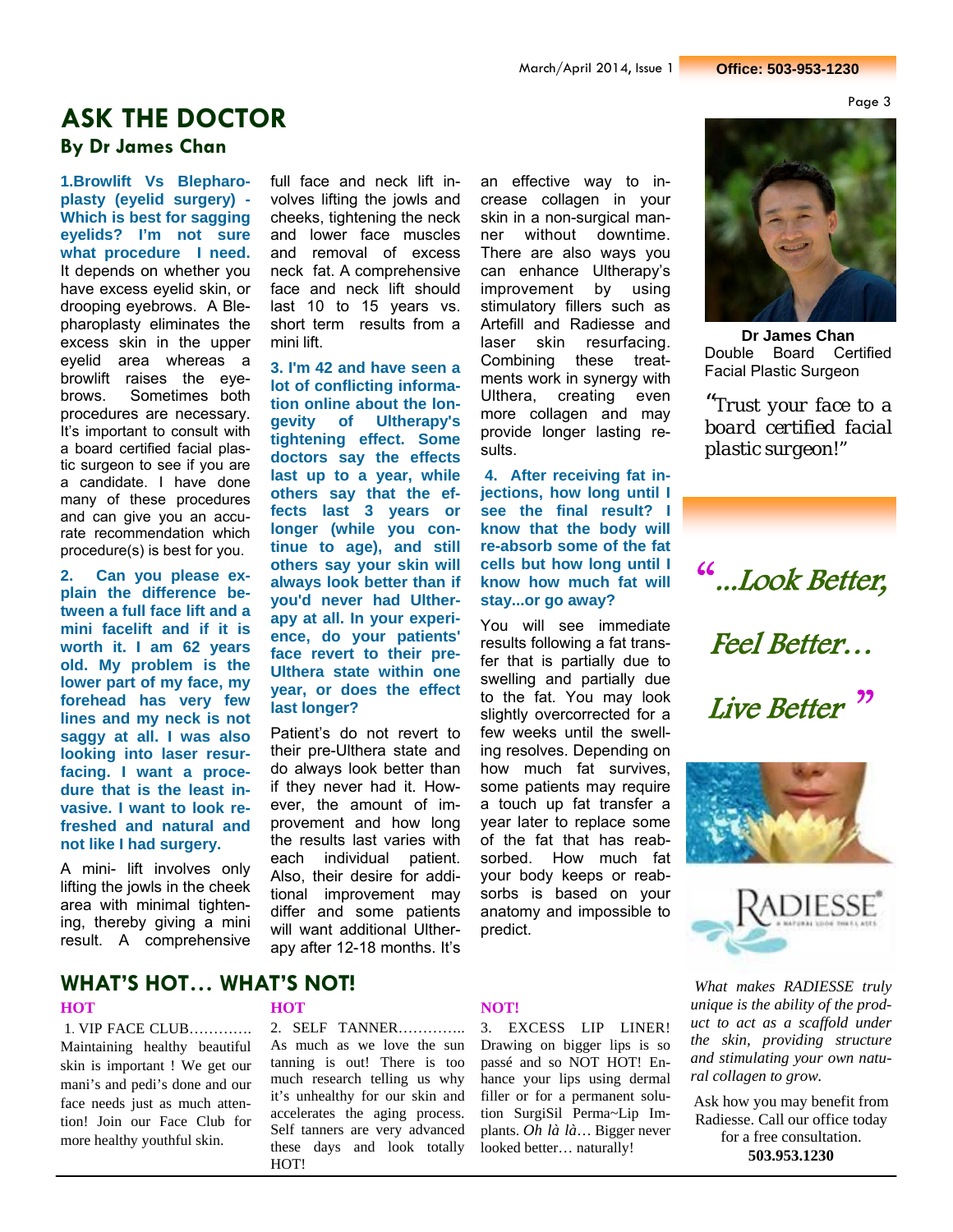# ASK THE DOCTOR

### By Dr James Chan

**1.Browlift Vs Blepharoplasty (eyelid surgery) - Which is best for sagging eyelids? I'm not sure what procedure I need.**

It depends on whether you have excess eyelid skin, or drooping eyebrows. A Blepharoplasty eliminates the excess skin in the upper eyelid area whereas a browlift raises the eyebrows. Sometimes both procedures are necessary. It's important to consult with a board certified facial plastic surgeon to see if you are a candidate. I have done many of these procedures and can give you an accurate recommendation which procedure(s) is best for you.

**2. Can you please explain the difference between a full face lift and a mini facelift and if it is worth it. I am 62 years old. My problem is the lower part of my face, my forehead has very few lines and my neck is not saggy at all. I was also looking into laser resurfacing. I want a procedure that is the least invasive. I want to look refreshed and natural and not like I had surgery.**

A mini- lift involves only lifting the jowls in the cheek area with minimal tightening, thereby giving a mini result. A comprehensive full face and neck lift involves lifting the jowls and cheeks, tightening the neck and lower face muscles and removal of excess neck fat. A comprehensive face and neck lift should last 10 to 15 years vs. short term results from a mini lift.

**3. I'm 42 and have seen a lot of conflicting information online about the longevity of Ultherapy's tightening effect. Some doctors say the effects last up to a year, while others say that the effects last 3 years or longer (while you continue to age), and still others say your skin will always look better than if you'd never had Ultherapy at all. In your experience, do your patients' face revert to their pre-Ulthera state within one year, or does the effect last longer?**

Patient's do not revert to their pre-Ulthera state and do always look better than if they never had it. However, the amount of improvement and how long the results last varies with each individual patient. Also, their desire for additional improvement may differ and some patients will want additional Ultherapy after 12-18 months. It's an effective way to increase collagen in your skin in a non-surgical manner without downtime. There are also ways you can enhance Ultherapy's improvement by using stimulatory fillers such as Artefill and Radiesse and laser skin resurfacing. Combining these treatments work in synergy with Ulthera, creating even more collagen and may provide longer lasting results.

**4. After receiving fat injections, how long until I see the final result? I know that the body will re-absorb some of the fat cells but how long until I know how much fat will stay...or go away?**

You will see immediate results following a fat transfer that is partially due to swelling and partially due to the fat. You may look slightly overcorrected for a few weeks until the swelling resolves. Depending on how much fat survives, some patients may require a touch up fat transfer a year later to replace some of the fat that has reabsorbed. How much fat your body keeps or reabsorbs is based on your anatomy and impossible to predict.

**Dr James Chan**
Double Board Certified Facial Plastic Surgeon

*"Trust your face to a board certified facial plastic surgeon!"*

*"...Look Better, Feel Better... Live Better"*

RADIESSE® A NATURAL LOOK THAT LASTS

*What makes RADIESSE truly unique is the ability of the product to act as a scaffold under the skin, providing structure and stimulating your own natural collagen to grow.*

Ask how you may benefit from Radiesse. Call our office today for a free consultation.
**503.953.1230**

## WHAT'S HOT… WHAT'S NOT!

**HOT**

1. VIP FACE CLUB…………. Maintaining healthy beautiful skin is important ! We get our mani's and pedi's done and our face needs just as much attention! Join our Face Club for more healthy youthful skin.

**HOT**

2. SELF TANNER………….. As much as we love the sun tanning is out! There is too much research telling us why it's unhealthy for our skin and accelerates the aging process. Self tanners are very advanced these days and look totally HOT!

**NOT!**

3. EXCESS LIP LINER! Drawing on bigger lips is so passé and so NOT HOT! Enhance your lips using dermal filler or for a permanent solution SurgiSil Perma~Lip Implants. *Oh là là*… Bigger never looked better… naturally!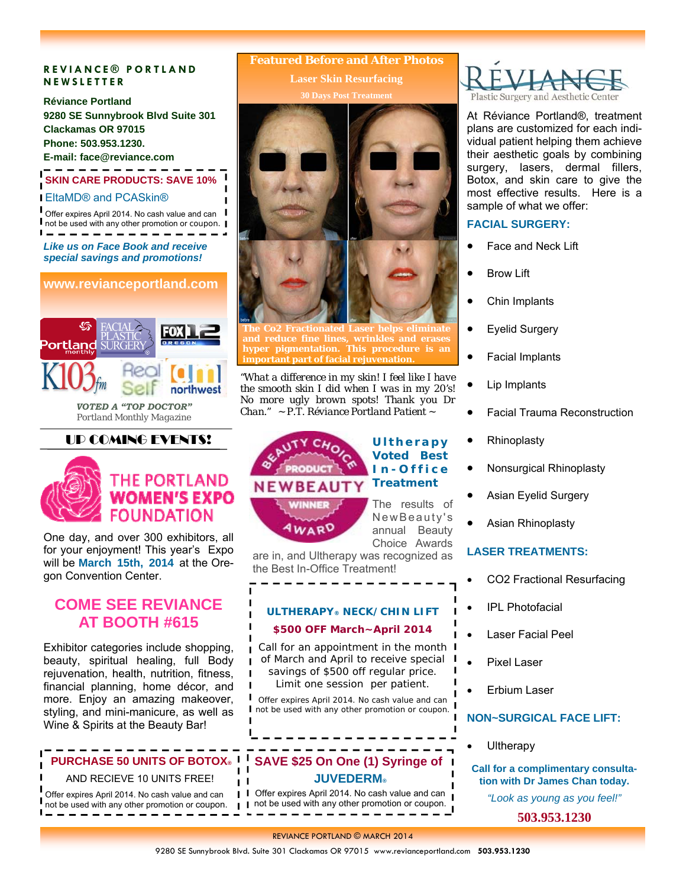**REVIANCE® PORTLAND NEWSLETTER**

**Réviance Portland**
**9280 SE Sunnybrook Blvd Suite 301**
**Clackamas OR 97015**
**Phone: 503.953.1230.**
**E-mail: face@reviance.com**

**SKIN CARE PRODUCTS: SAVE 10%**

EltaMD® and PCASkin®

Offer expires April 2014. No cash value and can not be used with any other promotion or coupon.

***Like us on Face Book and receive special savings and promotions!***

**www.revianceportland.com**

***VOTED A "TOP DOCTOR"***
Portland Monthly Magazine

## UP COMING EVENTS!

### THE PORTLAND WOMEN'S EXPO FOUNDATION

One day, and over 300 exhibitors, all for your enjoyment! This year's Expo will be **March 15th, 2014** at the Oregon Convention Center.

### COME SEE REVIANCE AT BOOTH #615

Exhibitor categories include shopping, beauty, spiritual healing, full Body rejuvenation, health, nutrition, fitness, financial planning, home décor, and more. Enjoy an amazing makeover, styling, and mini-manicure, as well as Wine & Spirits at the Beauty Bar!

**PURCHASE 50 UNITS OF BOTOX®**

AND RECIEVE 10 UNITS FREE!

Offer expires April 2014. No cash value and can not be used with any other promotion or coupon.

## Featured Before and After Photos

### Laser Skin Resurfacing

**30 Days Post Treatment**

**The Co2 Fractionated Laser helps eliminate and reduce fine lines, wrinkles and erases hyper pigmentation. This procedure is an important part of facial rejuvenation.**

*"What a difference in my skin! I feel like I have the smooth skin I did when I was in my 20's! No more ugly brown spots! Thank you Dr Chan." ~P.T. Réviance Portland Patient ~*

### Ultherapy Voted Best In-Office Treatment

The results of NewBeauty's annual Beauty Choice Awards are in, and Ultherapy was recognized as the Best In-Office Treatment!

**ULTHERAPY® NECK/CHIN LIFT**

**$500 OFF March~April 2014**

Call for an appointment in the month of March and April to receive special savings of $500 off regular price. Limit one session per patient.

Offer expires April 2014. No cash value and can not be used with any other promotion or coupon.

**SAVE $25 On One (1) Syringe of JUVEDERM®**

Offer expires April 2014. No cash value and can not be used with any other promotion or coupon.

RÉVIANCE
Plastic Surgery and Aesthetic Center

At Réviance Portland®, treatment plans are customized for each individual patient helping them achieve their aesthetic goals by combining surgery, lasers, dermal fillers, Botox, and skin care to give the most effective results. Here is a sample of what we offer:

### FACIAL SURGERY:

- Face and Neck Lift
- Brow Lift
- Chin Implants
- Eyelid Surgery
- Facial Implants
- Lip Implants
- Facial Trauma Reconstruction
- Rhinoplasty
- Nonsurgical Rhinoplasty
- Asian Eyelid Surgery
- Asian Rhinoplasty

### LASER TREATMENTS:

- CO2 Fractional Resurfacing
- IPL Photofacial
- Laser Facial Peel
- Pixel Laser
- Erbium Laser

### NON~SURGICAL FACE LIFT:

- Ultherapy

**Call for a complimentary consultation with Dr James Chan today.**

*"Look as young as you feel!"*

**503.953.1230**

REVIANCE PORTLAND © MARCH 2014

9280 SE Sunnybrook Blvd. Suite 301 Clackamas OR 97015 www.revianceportland.com **503.953.1230**